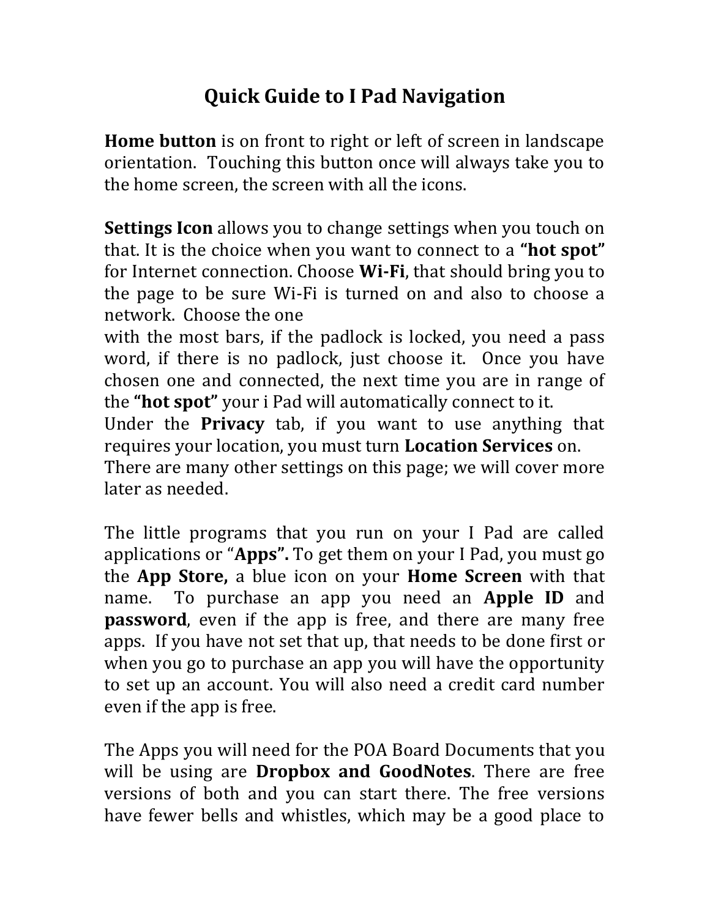# Quick Guide to I Pad Navigation

**Home button** is on front to right or left of screen in landscape orientation. Touching this button once will always take you to the home screen, the screen with all the icons.

**Settings Icon** allows you to change settings when you touch on that. It is the choice when you want to connect to a **"hot spot"** for Internet connection. Choose **Wi-Fi**, that should bring you to the page to be sure Wi-Fi is turned on and also to choose a network. Choose the one with the most bars, if the padlock is locked, you need a pass word, if there is no padlock, just choose it. Once you have chosen one and connected, the next time you are in range of the **"hot spot"** your i Pad will automatically connect to it.
Under the **Privacy** tab, if you want to use anything that requires your location, you must turn **Location Services** on.
There are many other settings on this page; we will cover more later as needed.

The little programs that you run on your I Pad are called applications or "**Apps".** To get them on your I Pad, you must go the **App Store,** a blue icon on your **Home Screen** with that name. To purchase an app you need an **Apple ID** and **password**, even if the app is free, and there are many free apps. If you have not set that up, that needs to be done first or when you go to purchase an app you will have the opportunity to set up an account. You will also need a credit card number even if the app is free.

The Apps you will need for the POA Board Documents that you will be using are **Dropbox and GoodNotes**. There are free versions of both and you can start there. The free versions have fewer bells and whistles, which may be a good place to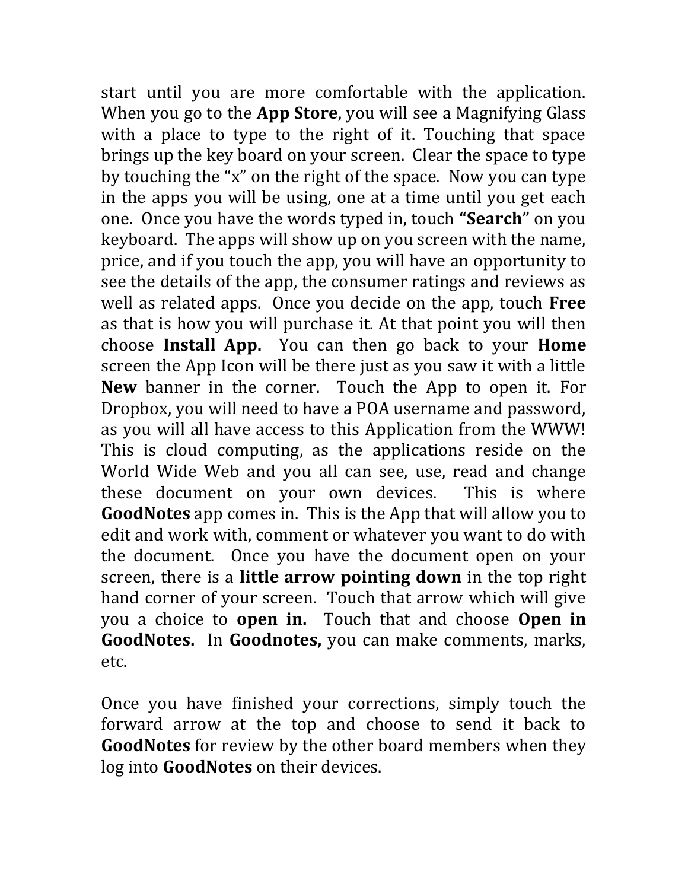start until you are more comfortable with the application. When you go to the **App Store**, you will see a Magnifying Glass with a place to type to the right of it. Touching that space brings up the key board on your screen. Clear the space to type by touching the "x" on the right of the space. Now you can type in the apps you will be using, one at a time until you get each one. Once you have the words typed in, touch **"Search"** on you keyboard. The apps will show up on you screen with the name, price, and if you touch the app, you will have an opportunity to see the details of the app, the consumer ratings and reviews as well as related apps. Once you decide on the app, touch **Free** as that is how you will purchase it. At that point you will then choose **Install App.** You can then go back to your **Home** screen the App Icon will be there just as you saw it with a little **New** banner in the corner. Touch the App to open it. For Dropbox, you will need to have a POA username and password, as you will all have access to this Application from the WWW! This is cloud computing, as the applications reside on the World Wide Web and you all can see, use, read and change these document on your own devices. This is where **GoodNotes** app comes in. This is the App that will allow you to edit and work with, comment or whatever you want to do with the document. Once you have the document open on your screen, there is a **little arrow pointing down** in the top right hand corner of your screen. Touch that arrow which will give you a choice to **open in.** Touch that and choose **Open in GoodNotes.** In **Goodnotes,** you can make comments, marks, etc.

Once you have finished your corrections, simply touch the forward arrow at the top and choose to send it back to **GoodNotes** for review by the other board members when they log into **GoodNotes** on their devices.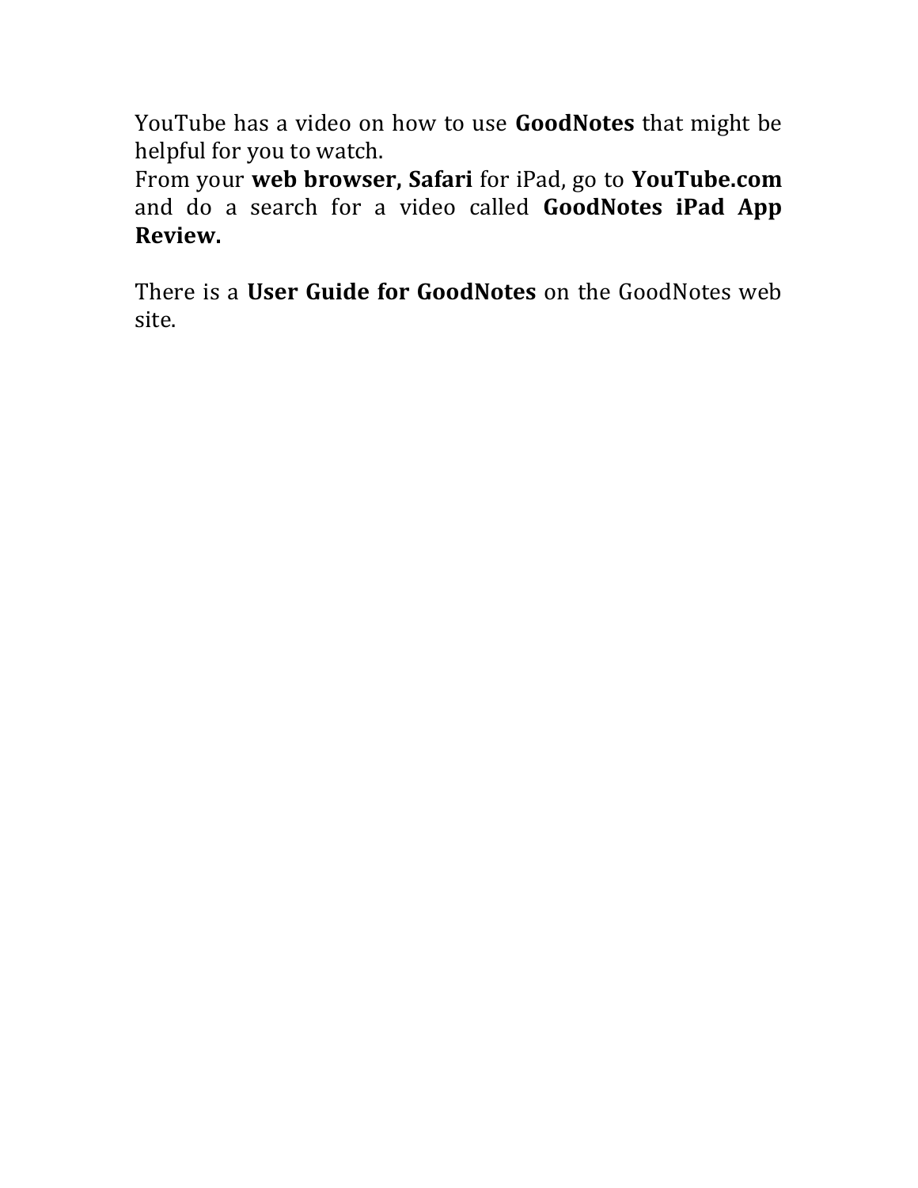YouTube has a video on how to use **GoodNotes** that might be helpful for you to watch.
From your **web browser, Safari** for iPad, go to **YouTube.com** and do a search for a video called **GoodNotes iPad App Review.**

There is a **User Guide for GoodNotes** on the GoodNotes web site.